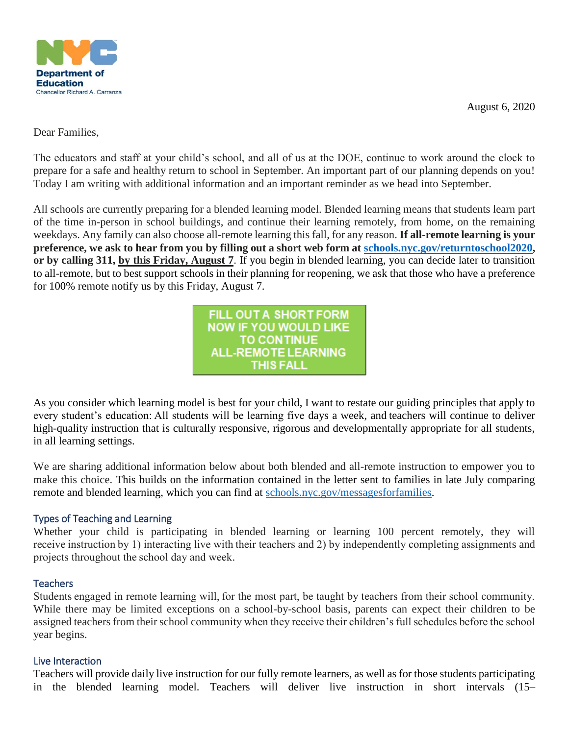**NYC Department of Education**
Chancellor Richard A. Carranza

August 6, 2020

Dear Families,

The educators and staff at your child's school, and all of us at the DOE, continue to work around the clock to prepare for a safe and healthy return to school in September. An important part of our planning depends on you! Today I am writing with additional information and an important reminder as we head into September.

All schools are currently preparing for a blended learning model. Blended learning means that students learn part of the time in-person in school buildings, and continue their learning remotely, from home, on the remaining weekdays. Any family can also choose all-remote learning this fall, for any reason. **If all-remote learning is your preference, we ask to hear from you by filling out a short web form at [schools.nyc.gov/returntoschool2020](schools.nyc.gov/returntoschool2020), or by calling 311, <u>by this Friday, August 7</u>**. If you begin in blended learning, you can decide later to transition to all-remote, but to best support schools in their planning for reopening, we ask that those who have a preference for 100% remote notify us by this Friday, August 7.

**FILL OUT A SHORT FORM NOW IF YOU WOULD LIKE TO CONTINUE ALL-REMOTE LEARNING THIS FALL**

As you consider which learning model is best for your child, I want to restate our guiding principles that apply to every student's education: All students will be learning five days a week, and teachers will continue to deliver high-quality instruction that is culturally responsive, rigorous and developmentally appropriate for all students, in all learning settings.

We are sharing additional information below about both blended and all-remote instruction to empower you to make this choice. This builds on the information contained in the letter sent to families in late July comparing remote and blended learning, which you can find at [schools.nyc.gov/messagesforfamilies](schools.nyc.gov/messagesforfamilies).

### Types of Teaching and Learning

Whether your child is participating in blended learning or learning 100 percent remotely, they will receive instruction by 1) interacting live with their teachers and 2) by independently completing assignments and projects throughout the school day and week.

### Teachers

Students engaged in remote learning will, for the most part, be taught by teachers from their school community. While there may be limited exceptions on a school-by-school basis, parents can expect their children to be assigned teachers from their school community when they receive their children's full schedules before the school year begins.

### Live Interaction

Teachers will provide daily live instruction for our fully remote learners, as well as for those students participating in the blended learning model. Teachers will deliver live instruction in short intervals (15–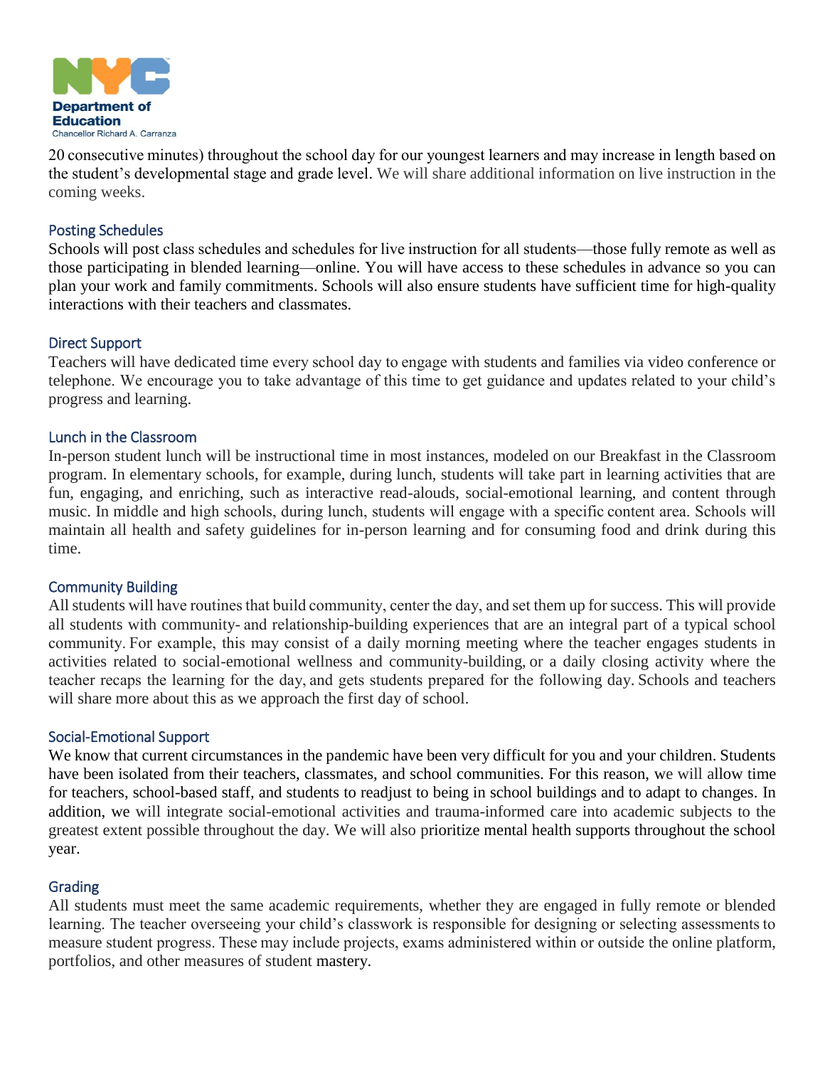20 consecutive minutes) throughout the school day for our youngest learners and may increase in length based on the student's developmental stage and grade level. We will share additional information on live instruction in the coming weeks.

### Posting Schedules

Schools will post class schedules and schedules for live instruction for all students—those fully remote as well as those participating in blended learning—online. You will have access to these schedules in advance so you can plan your work and family commitments. Schools will also ensure students have sufficient time for high-quality interactions with their teachers and classmates.

### Direct Support

Teachers will have dedicated time every school day to engage with students and families via video conference or telephone. We encourage you to take advantage of this time to get guidance and updates related to your child's progress and learning.

### Lunch in the Classroom

In-person student lunch will be instructional time in most instances, modeled on our Breakfast in the Classroom program. In elementary schools, for example, during lunch, students will take part in learning activities that are fun, engaging, and enriching, such as interactive read-alouds, social-emotional learning, and content through music. In middle and high schools, during lunch, students will engage with a specific content area. Schools will maintain all health and safety guidelines for in-person learning and for consuming food and drink during this time.

### Community Building

All students will have routines that build community, center the day, and set them up for success. This will provide all students with community- and relationship-building experiences that are an integral part of a typical school community. For example, this may consist of a daily morning meeting where the teacher engages students in activities related to social-emotional wellness and community-building, or a daily closing activity where the teacher recaps the learning for the day, and gets students prepared for the following day. Schools and teachers will share more about this as we approach the first day of school.

### Social-Emotional Support

We know that current circumstances in the pandemic have been very difficult for you and your children. Students have been isolated from their teachers, classmates, and school communities. For this reason, we will allow time for teachers, school-based staff, and students to readjust to being in school buildings and to adapt to changes. In addition, we will integrate social-emotional activities and trauma-informed care into academic subjects to the greatest extent possible throughout the day. We will also prioritize mental health supports throughout the school year.

### Grading

All students must meet the same academic requirements, whether they are engaged in fully remote or blended learning. The teacher overseeing your child's classwork is responsible for designing or selecting assessments to measure student progress. These may include projects, exams administered within or outside the online platform, portfolios, and other measures of student mastery.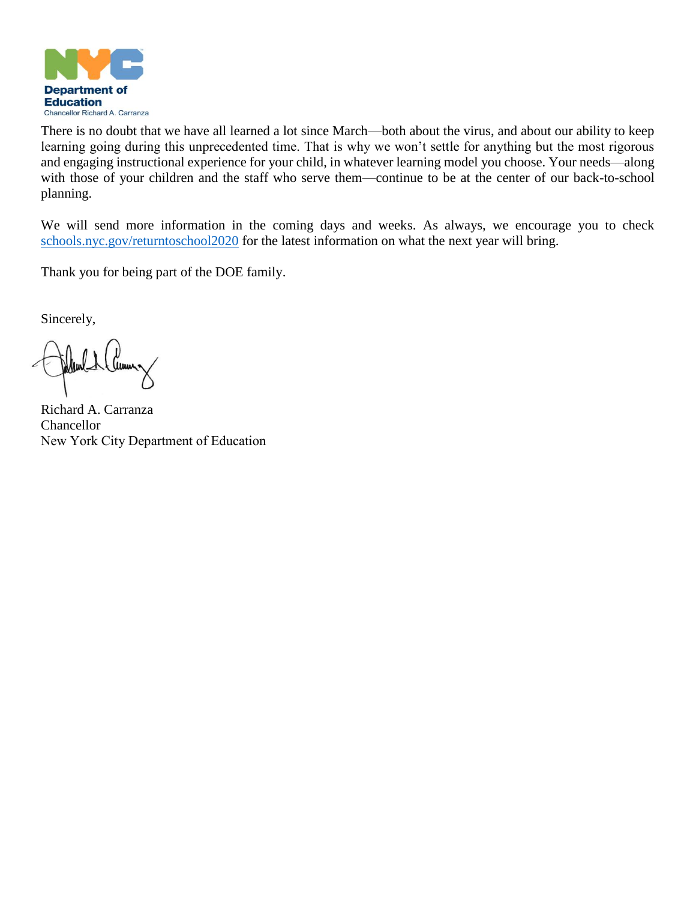Department of
Education
Chancellor Richard A. Carranza

There is no doubt that we have all learned a lot since March—both about the virus, and about our ability to keep learning going during this unprecedented time. That is why we won't settle for anything but the most rigorous and engaging instructional experience for your child, in whatever learning model you choose. Your needs—along with those of your children and the staff who serve them—continue to be at the center of our back-to-school planning.

We will send more information in the coming days and weeks. As always, we encourage you to check schools.nyc.gov/returntoschool2020 for the latest information on what the next year will bring.

Thank you for being part of the DOE family.

Sincerely,

Richard A. Carranza
Chancellor
New York City Department of Education